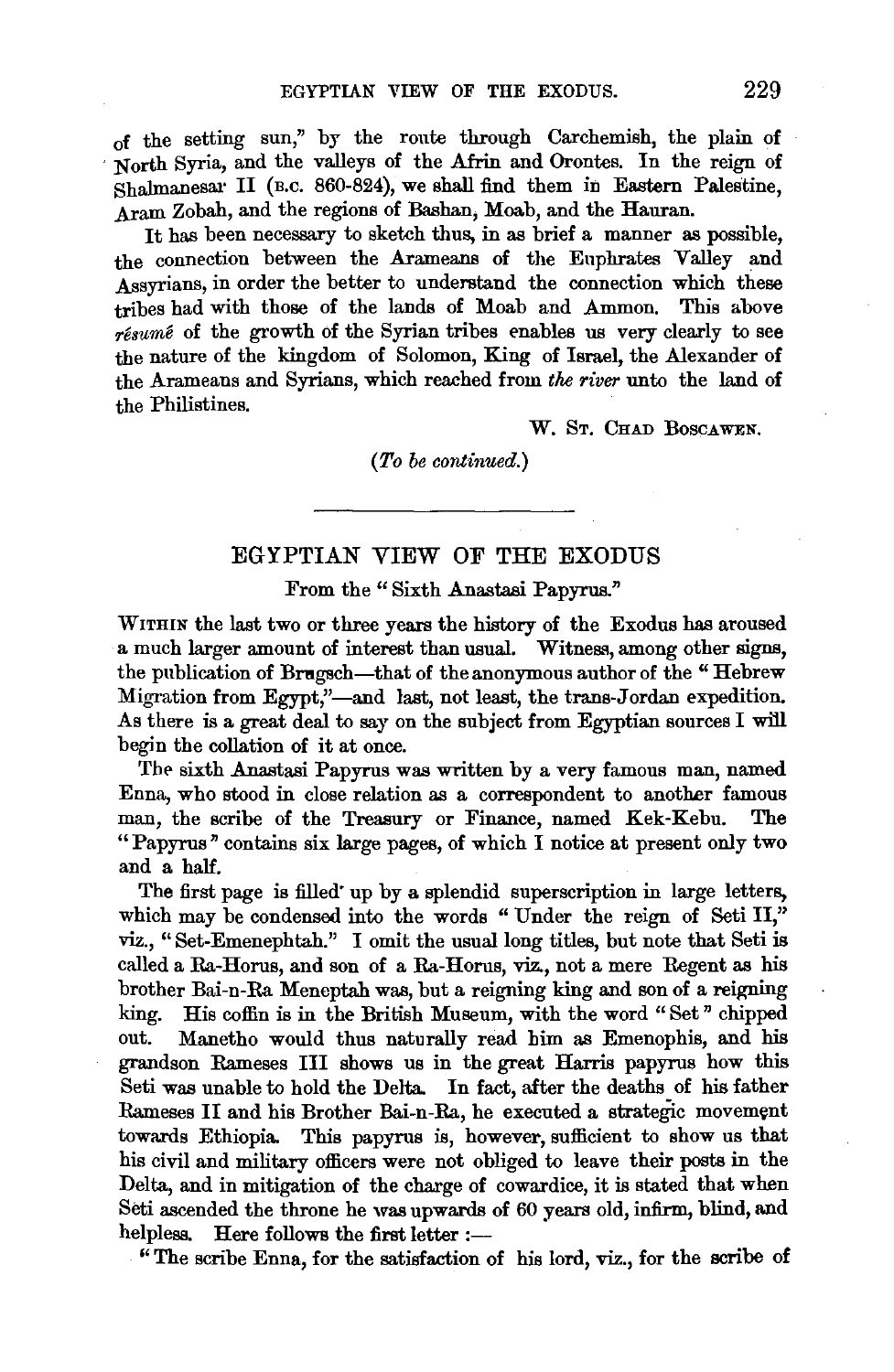of the setting sun," by the route through Carchemish, the plain of North Syria, and the valleys of the Afrin and Orontes. In the reign of Shalmanesar II (B.C. 860-824), we shall find them in Eastern Palestine, Aram Zobah, and the regions of Bashan, Moab, and the Hauran.

It has been necessary to sketch thus, in as brief a manner as possible, the connection between the Arameans of the Euphrates Valley and Assyrians, in order the better to understand the connection which these tribes had with those of the lands of Moab and Ammon. This above *résumé* of the growth of the Syrian tribes enables us very clearly to see the nature of the kingdom of Solomon, King of Israel, the Alexander of the Arameans and Syrians, which reached from *the river* unto the land of the Philistines.

W. ST. CHAD BOSCAWEN.

(*To be continued.*)

---

## EGYPTIAN VIEW OF THE EXODUS

### From the "Sixth Anastasi Papyrus."

WITHIN the last two or three years the history of the Exodus has aroused a much larger amount of interest than usual. Witness, among other signs, the publication of Brugsch—that of the anonymous author of the "Hebrew Migration from Egypt,"—and last, not least, the trans-Jordan expedition. As there is a great deal to say on the subject from Egyptian sources I will begin the collation of it at once.

The sixth Anastasi Papyrus was written by a very famous man, named Enna, who stood in close relation as a correspondent to another famous man, the scribe of the Treasury or Finance, named Kek-Kebu. The "Papyrus" contains six large pages, of which I notice at present only two and a half.

The first page is filled up by a splendid superscription in large letters, which may be condensed into the words "Under the reign of Seti II," viz., "Set-Emenephtah." I omit the usual long titles, but note that Seti is called a Ra-Horus, and son of a Ra-Horus, viz., not a mere Regent as his brother Bai-n-Ra Meneptah was, but a reigning king and son of a reigning king. His coffin is in the British Museum, with the word "Set" chipped out. Manetho would thus naturally read him as Emenophis, and his grandson Rameses III shows us in the great Harris papyrus how this Seti was unable to hold the Delta. In fact, after the deaths of his father Rameses II and his Brother Bai-n-Ra, he executed a strategic movement towards Ethiopia. This papyrus is, however, sufficient to show us that his civil and military officers were not obliged to leave their posts in the Delta, and in mitigation of the charge of cowardice, it is stated that when Seti ascended the throne he was upwards of 60 years old, infirm, blind, and helpless. Here follows the first letter :—

"The scribe Enna, for the satisfaction of his lord, viz., for the scribe of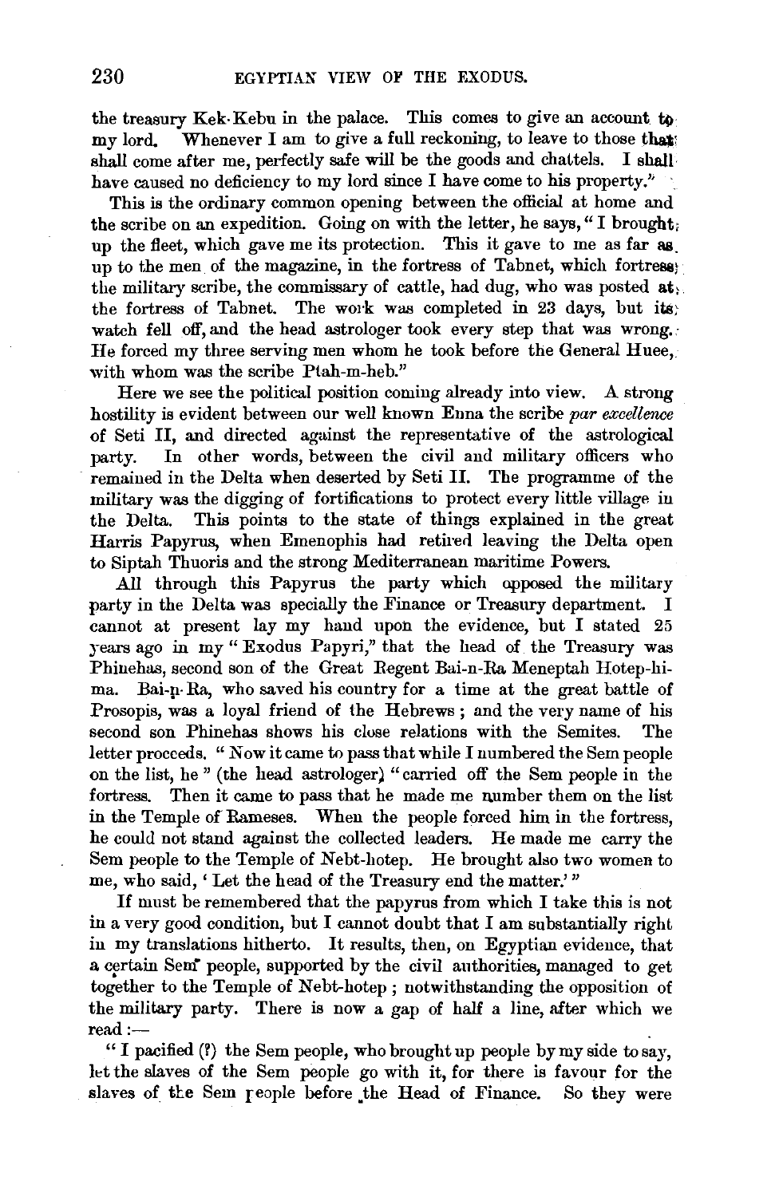the treasury Kek-Kebu in the palace. This comes to give an account to my lord. Whenever I am to give a full reckoning, to leave to those that shall come after me, perfectly safe will be the goods and chattels. I shall have caused no deficiency to my lord since I have come to his property."

This is the ordinary common opening between the official at home and the scribe on an expedition. Going on with the letter, he says, "I brought up the fleet, which gave me its protection. This it gave to me as far as up to the men of the magazine, in the fortress of Tabnet, which fortress the military scribe, the commissary of cattle, had dug, who was posted at the fortress of Tabnet. The work was completed in 23 days, but its watch fell off, and the head astrologer took every step that was wrong. He forced my three serving men whom he took before the General Huee, with whom was the scribe Ptah-m-heb."

Here we see the political position coming already into view. A strong hostility is evident between our well known Enna the scribe *par excellence* of Seti II, and directed against the representative of the astrological party. In other words, between the civil and military officers who remained in the Delta when deserted by Seti II. The programme of the military was the digging of fortifications to protect every little village in the Delta. This points to the state of things explained in the great Harris Papyrus, when Emenophis had retired leaving the Delta open to Siptah Thuoris and the strong Mediterranean maritime Powers.

All through this Papyrus the party which opposed the military party in the Delta was specially the Finance or Treasury department. I cannot at present lay my hand upon the evidence, but I stated 25 years ago in my "Exodus Papyri," that the head of the Treasury was Phinehas, second son of the Great Regent Bai-n-Ra Meneptah Hotep-hi-ma. Bai-n-Ra, who saved his country for a time at the great battle of Prosopis, was a loyal friend of the Hebrews; and the very name of his second son Phinehas shows his close relations with the Semites. The letter proceeds. "Now it came to pass that while I numbered the Sem people on the list, he" (the head astrologer) "carried off the Sem people in the fortress. Then it came to pass that he made me number them on the list in the Temple of Rameses. When the people forced him in the fortress, he could not stand against the collected leaders. He made me carry the Sem people to the Temple of Nebt-hotep. He brought also two women to me, who said, 'Let the head of the Treasury end the matter.'"

If must be remembered that the papyrus from which I take this is not in a very good condition, but I cannot doubt that I am substantially right in my translations hitherto. It results, then, on Egyptian evidence, that a certain Sem people, supported by the civil authorities, managed to get together to the Temple of Nebt-hotep; notwithstanding the opposition of the military party. There is now a gap of half a line, after which we read:—

"I pacified (?) the Sem people, who brought up people by my side to say, let the slaves of the Sem people go with it, for there is favour for the slaves of the Sem people before the Head of Finance. So they were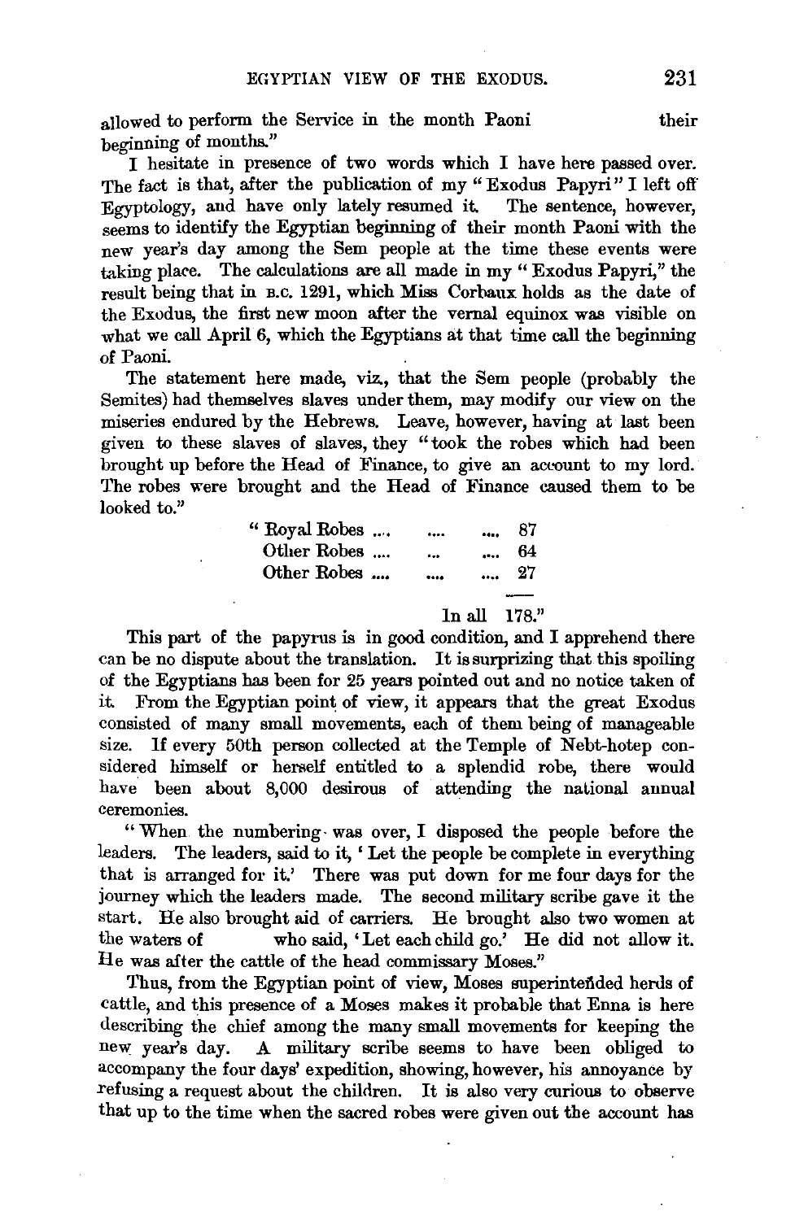allowed to perform the Service in the month Paoni their beginning of months."

I hesitate in presence of two words which I have here passed over. The fact is that, after the publication of my "Exodus Papyri" I left off Egyptology, and have only lately resumed it. The sentence, however, seems to identify the Egyptian beginning of their month Paoni with the new year's day among the Sem people at the time these events were taking place. The calculations are all made in my "Exodus Papyri," the result being that in B.C. 1291, which Miss Corbaux holds as the date of the Exodus, the first new moon after the vernal equinox was visible on what we call April 6, which the Egyptians at that time call the beginning of Paoni.

The statement here made, viz., that the Sem people (probably the Semites) had themselves slaves under them, may modify our view on the miseries endured by the Hebrews. Leave, however, having at last been given to these slaves of slaves, they "took the robes which had been brought up before the Head of Finance, to give an account to my lord. The robes were brought and the Head of Finance caused them to be looked to."

| | |
|---|---|
| "Royal Robes .... | 87 |
| Other Robes .... | 64 |
| Other Robes .... | 27 |
| In all | 178." |

This part of the papyrus is in good condition, and I apprehend there can be no dispute about the translation. It is surprizing that this spoiling of the Egyptians has been for 25 years pointed out and no notice taken of it. From the Egyptian point of view, it appears that the great Exodus consisted of many small movements, each of them being of manageable size. If every 50th person collected at the Temple of Nebt-hotep considered himself or herself entitled to a splendid robe, there would have been about 8,000 desirous of attending the national annual ceremonies.

"When the numbering was over, I disposed the people before the leaders. The leaders, said to it, 'Let the people be complete in everything that is arranged for it.' There was put down for me four days for the journey which the leaders made. The second military scribe gave it the start. He also brought aid of carriers. He brought also two women at the waters of who said, 'Let each child go.' He did not allow it. He was after the cattle of the head commissary Moses."

Thus, from the Egyptian point of view, Moses superintended herds of cattle, and this presence of a Moses makes it probable that Enna is here describing the chief among the many small movements for keeping the new year's day. A military scribe seems to have been obliged to accompany the four days' expedition, showing, however, his annoyance by refusing a request about the children. It is also very curious to observe that up to the time when the sacred robes were given out the account has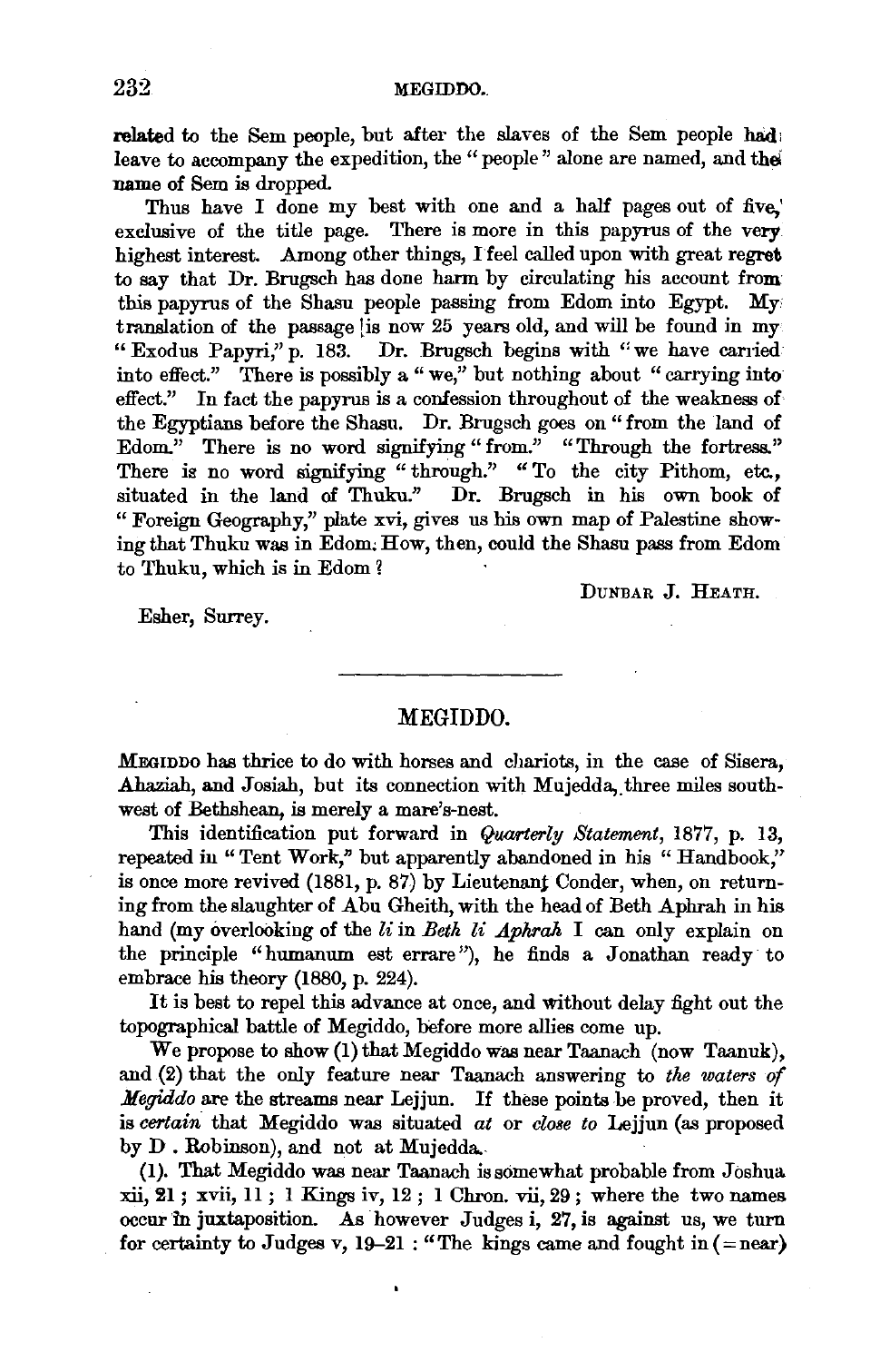related to the Sem people, but after the slaves of the Sem people had leave to accompany the expedition, the "people" alone are named, and the name of Sem is dropped.

Thus have I done my best with one and a half pages out of five, exclusive of the title page. There is more in this papyrus of the very highest interest. Among other things, I feel called upon with great regret to say that Dr. Brugsch has done harm by circulating his account from this papyrus of the Shasu people passing from Edom into Egypt. My translation of the passage is now 25 years old, and will be found in my "Exodus Papyri," p. 183. Dr. Brugsch begins with "we have carried into effect." There is possibly a "we," but nothing about "carrying into effect." In fact the papyrus is a confession throughout of the weakness of the Egyptians before the Shasu. Dr. Brugsch goes on "from the land of Edom." There is no word signifying "from." "Through the fortress." There is no word signifying "through." "To the city Pithom, etc., situated in the land of Thuku." Dr. Brugsch in his own book of "Foreign Geography," plate xvi, gives us his own map of Palestine showing that Thuku was in Edom. How, then, could the Shasu pass from Edom to Thuku, which is in Edom?

DUNBAR J. HEATH.

Esher, Surrey.

---

## MEGIDDO.

MEGIDDO has thrice to do with horses and chariots, in the case of Sisera, Ahaziah, and Josiah, but its connection with Mujedda, three miles southwest of Bethshean, is merely a mare's-nest.

This identification put forward in *Quarterly Statement*, 1877, p. 13, repeated in "Tent Work," but apparently abandoned in his "Handbook," is once more revived (1881, p. 87) by Lieutenant Conder, when, on returning from the slaughter of Abu Gheith, with the head of Beth Aphrah in his hand (my overlooking of the *li* in *Beth li Aphrah* I can only explain on the principle "humanum est errare"), he finds a Jonathan ready to embrace his theory (1880, p. 224).

It is best to repel this advance at once, and without delay fight out the topographical battle of Megiddo, before more allies come up.

We propose to show (1) that Megiddo was near Taanach (now Taanuk), and (2) that the only feature near Taanach answering to *the waters of Megiddo* are the streams near Lejjun. If these points be proved, then it is *certain* that Megiddo was situated *at* or *close to* Lejjun (as proposed by D. Robinson), and not at Mujedda.

(1). That Megiddo was near Taanach is somewhat probable from Joshua xii, 21; xvii, 11; 1 Kings iv, 12; 1 Chron. vii, 29; where the two names occur in juxtaposition. As however Judges i, 27, is against us, we turn for certainty to Judges v, 19–21: "The kings came and fought in (= near)